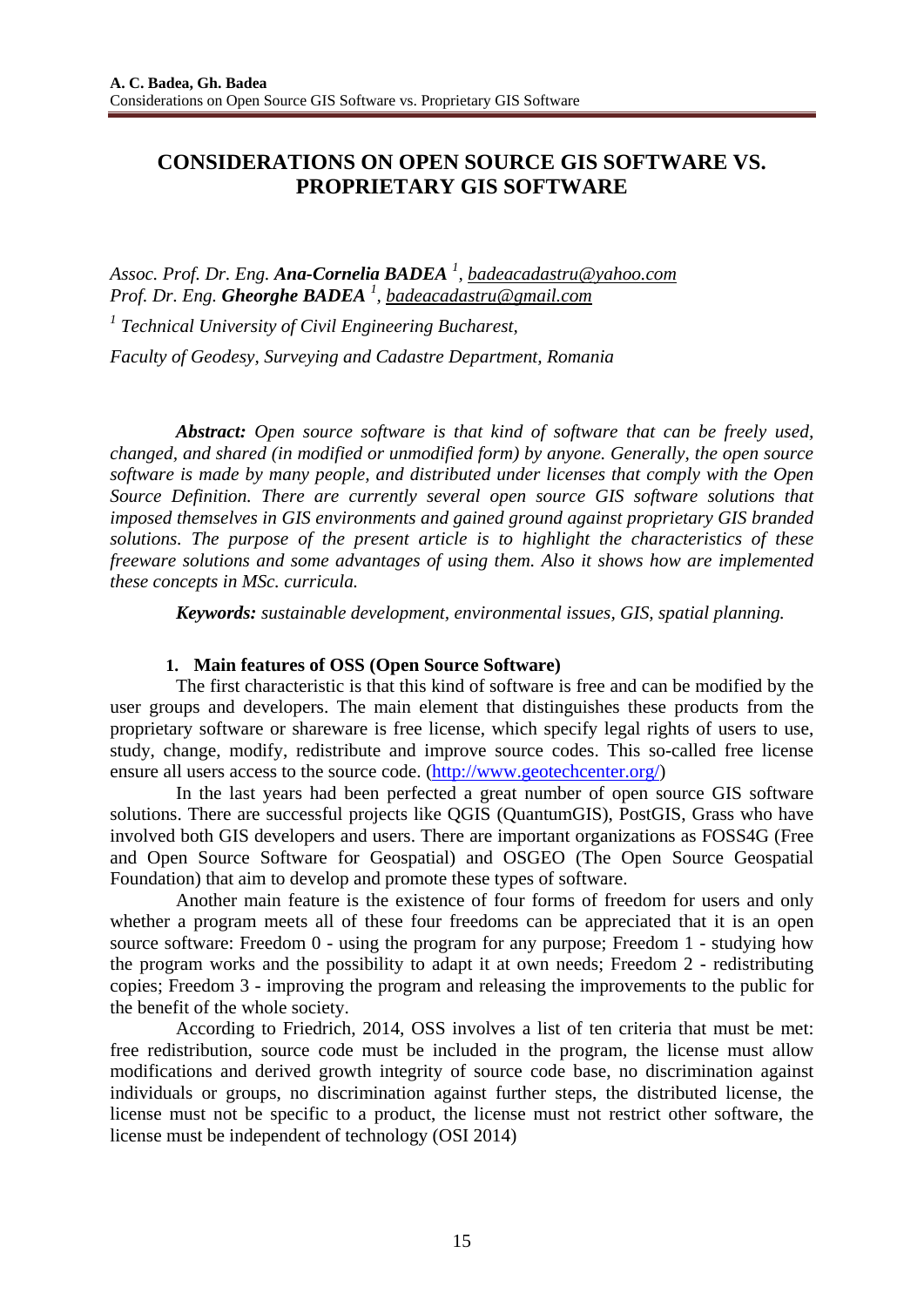# CONSIDERATIONS ON OPEN SOURCE GIS SOFTWARE VS. PROPRIETARY GIS SOFTWARE

*Assoc. Prof. Dr. Eng.* ***Ana-Cornelia BADEA*** *[1],* badeacadastru@yahoo.com
*Prof. Dr. Eng.* ***Gheorghe BADEA*** *[1],* badeacadastru@gmail.com

*[1] Technical University of Civil Engineering Bucharest,*

*Faculty of Geodesy, Surveying and Cadastre Department, Romania*

***Abstract:*** *Open source software is that kind of software that can be freely used, changed, and shared (in modified or unmodified form) by anyone. Generally, the open source software is made by many people, and distributed under licenses that comply with the Open Source Definition. There are currently several open source GIS software solutions that imposed themselves in GIS environments and gained ground against proprietary GIS branded solutions. The purpose of the present article is to highlight the characteristics of these freeware solutions and some advantages of using them. Also it shows how are implemented these concepts in MSc. curricula.*

***Keywords:*** *sustainable development, environmental issues, GIS, spatial planning.*

## 1. Main features of OSS (Open Source Software)

The first characteristic is that this kind of software is free and can be modified by the user groups and developers. The main element that distinguishes these products from the proprietary software or shareware is free license, which specify legal rights of users to use, study, change, modify, redistribute and improve source codes. This so-called free license ensure all users access to the source code. (http://www.geotechcenter.org/)

In the last years had been perfected a great number of open source GIS software solutions. There are successful projects like QGIS (QuantumGIS), PostGIS, Grass who have involved both GIS developers and users. There are important organizations as FOSS4G (Free and Open Source Software for Geospatial) and OSGEO (The Open Source Geospatial Foundation) that aim to develop and promote these types of software.

Another main feature is the existence of four forms of freedom for users and only whether a program meets all of these four freedoms can be appreciated that it is an open source software: Freedom 0 - using the program for any purpose; Freedom 1 - studying how the program works and the possibility to adapt it at own needs; Freedom 2 - redistributing copies; Freedom 3 - improving the program and releasing the improvements to the public for the benefit of the whole society.

According to Friedrich, 2014, OSS involves a list of ten criteria that must be met: free redistribution, source code must be included in the program, the license must allow modifications and derived growth integrity of source code base, no discrimination against individuals or groups, no discrimination against further steps, the distributed license, the license must not be specific to a product, the license must not restrict other software, the license must be independent of technology (OSI 2014)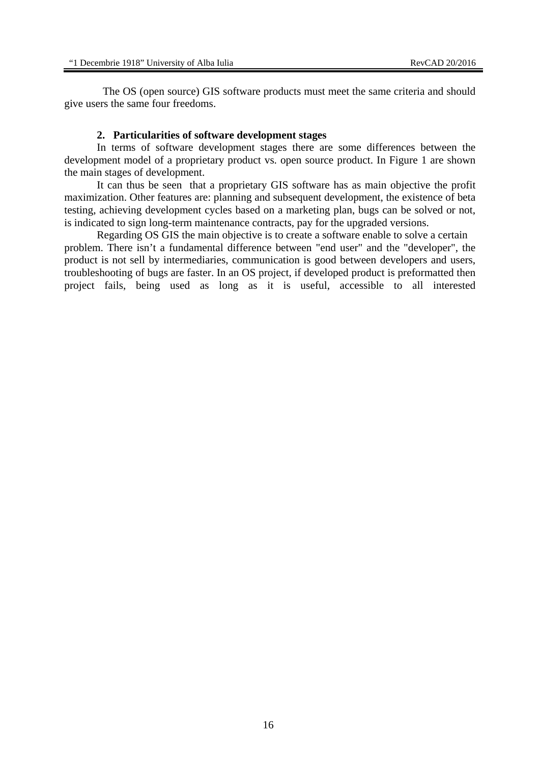The OS (open source) GIS software products must meet the same criteria and should give users the same four freedoms.

## 2. Particularities of software development stages

In terms of software development stages there are some differences between the development model of a proprietary product vs. open source product. In Figure 1 are shown the main stages of development.

It can thus be seen that a proprietary GIS software has as main objective the profit maximization. Other features are: planning and subsequent development, the existence of beta testing, achieving development cycles based on a marketing plan, bugs can be solved or not, is indicated to sign long-term maintenance contracts, pay for the upgraded versions.

Regarding OS GIS the main objective is to create a software enable to solve a certain problem. There isn't a fundamental difference between "end user" and the "developer", the product is not sell by intermediaries, communication is good between developers and users, troubleshooting of bugs are faster. In an OS project, if developed product is preformatted then project fails, being used as long as it is useful, accessible to all interested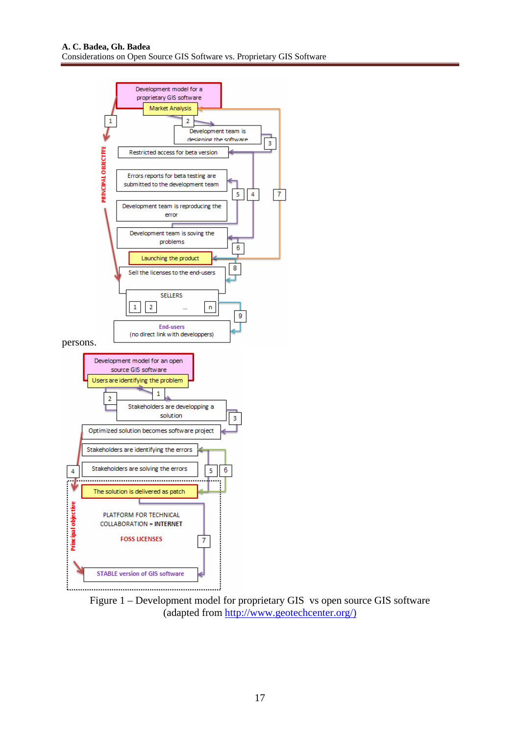persons.

Figure 1 – Development model for proprietary GIS vs open source GIS software (adapted from http://www.geotechcenter.org/)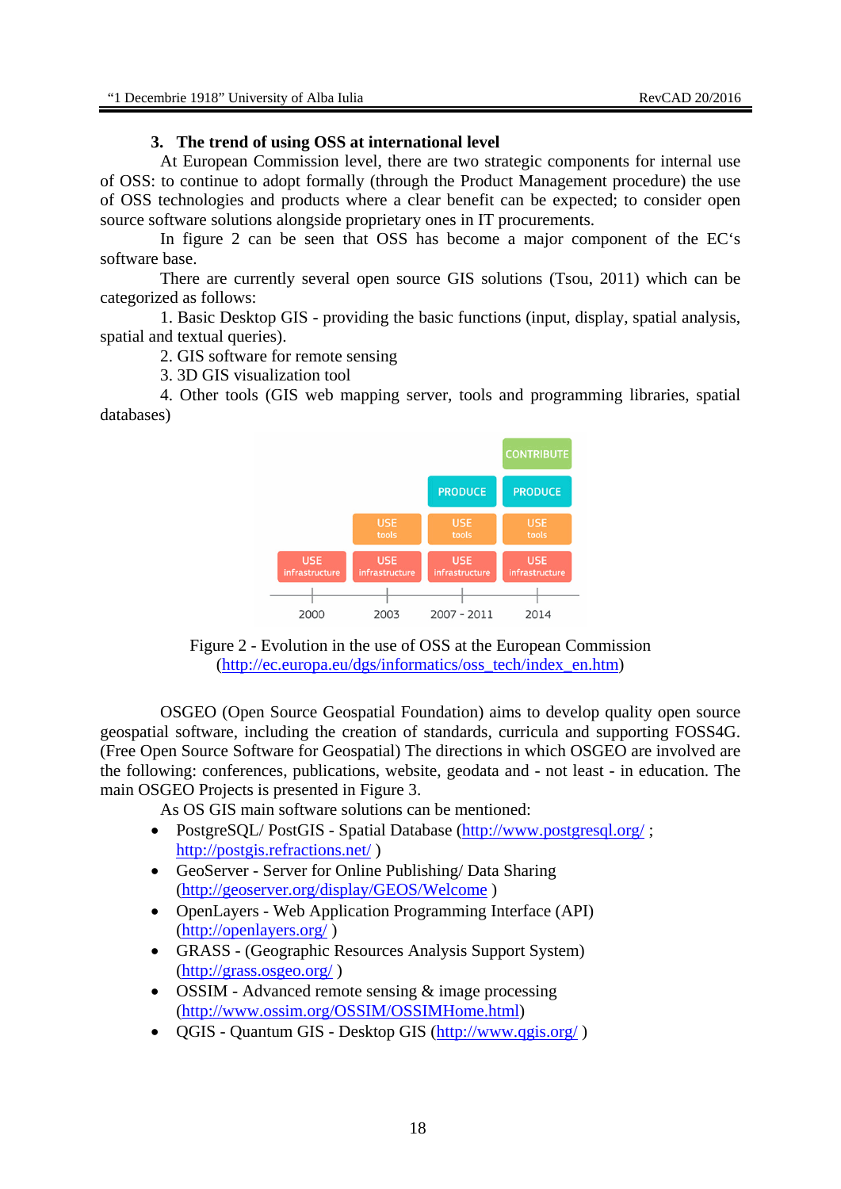### 3. The trend of using OSS at international level

At European Commission level, there are two strategic components for internal use of OSS: to continue to adopt formally (through the Product Management procedure) the use of OSS technologies and products where a clear benefit can be expected; to consider open source software solutions alongside proprietary ones in IT procurements.

In figure 2 can be seen that OSS has become a major component of the EC's software base.

There are currently several open source GIS solutions (Tsou, 2011) which can be categorized as follows:

1. Basic Desktop GIS - providing the basic functions (input, display, spatial analysis, spatial and textual queries).
2. GIS software for remote sensing
3. 3D GIS visualization tool
4. Other tools (GIS web mapping server, tools and programming libraries, spatial databases)

Figure 2 - Evolution in the use of OSS at the European Commission (http://ec.europa.eu/dgs/informatics/oss_tech/index_en.htm)

OSGEO (Open Source Geospatial Foundation) aims to develop quality open source geospatial software, including the creation of standards, curricula and supporting FOSS4G. (Free Open Source Software for Geospatial) The directions in which OSGEO are involved are the following: conferences, publications, website, geodata and - not least - in education. The main OSGEO Projects is presented in Figure 3.

As OS GIS main software solutions can be mentioned:

- PostgreSQL/ PostGIS - Spatial Database (http://www.postgresql.org/ ; http://postgis.refractions.net/ )
- GeoServer - Server for Online Publishing/ Data Sharing (http://geoserver.org/display/GEOS/Welcome )
- OpenLayers - Web Application Programming Interface (API) (http://openlayers.org/ )
- GRASS - (Geographic Resources Analysis Support System) (http://grass.osgeo.org/ )
- OSSIM - Advanced remote sensing & image processing (http://www.ossim.org/OSSIM/OSSIMHome.html)
- QGIS - Quantum GIS - Desktop GIS (http://www.qgis.org/ )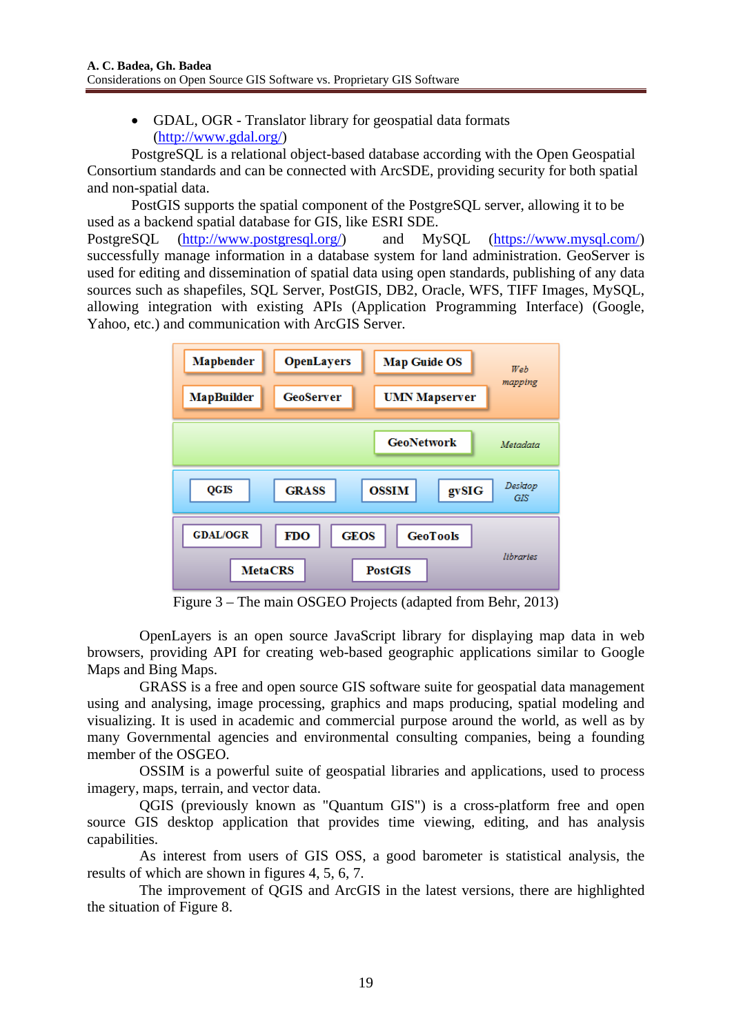- GDAL, OGR - Translator library for geospatial data formats (http://www.gdal.org/)

PostgreSQL is a relational object-based database according with the Open Geospatial Consortium standards and can be connected with ArcSDE, providing security for both spatial and non-spatial data.

PostGIS supports the spatial component of the PostgreSQL server, allowing it to be used as a backend spatial database for GIS, like ESRI SDE.
PostgreSQL (http://www.postgresql.org/) and MySQL (https://www.mysql.com/) successfully manage information in a database system for land administration. GeoServer is used for editing and dissemination of spatial data using open standards, publishing of any data sources such as shapefiles, SQL Server, PostGIS, DB2, Oracle, WFS, TIFF Images, MySQL, allowing integration with existing APIs (Application Programming Interface) (Google, Yahoo, etc.) and communication with ArcGIS Server.

| | | | |
|---|---|---|---|
| Mapbender | OpenLayers | Map Guide OS | *Web mapping* |
| MapBuilder | GeoServer | UMN Mapserver | |
| GeoNetwork | | | *Metadata* |
| QGIS | GRASS | OSSIM | gvSIG | *Desktop GIS* |
| GDAL/OGR | FDO | GEOS | GeoTools | *libraries* |
| MetaCRS | PostGIS | | |

Figure 3 – The main OSGEO Projects (adapted from Behr, 2013)

OpenLayers is an open source JavaScript library for displaying map data in web browsers, providing API for creating web-based geographic applications similar to Google Maps and Bing Maps.

GRASS is a free and open source GIS software suite for geospatial data management using and analysing, image processing, graphics and maps producing, spatial modeling and visualizing. It is used in academic and commercial purpose around the world, as well as by many Governmental agencies and environmental consulting companies, being a founding member of the OSGEO.

OSSIM is a powerful suite of geospatial libraries and applications, used to process imagery, maps, terrain, and vector data.

QGIS (previously known as "Quantum GIS") is a cross-platform free and open source GIS desktop application that provides time viewing, editing, and has analysis capabilities.

As interest from users of GIS OSS, a good barometer is statistical analysis, the results of which are shown in figures 4, 5, 6, 7.

The improvement of QGIS and ArcGIS in the latest versions, there are highlighted the situation of Figure 8.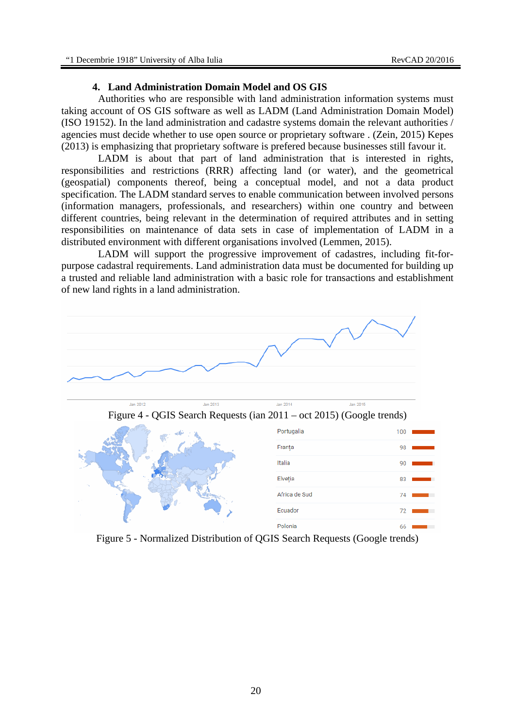## 4. Land Administration Domain Model and OS GIS

Authorities who are responsible with land administration information systems must taking account of OS GIS software as well as LADM (Land Administration Domain Model) (ISO 19152). In the land administration and cadastre systems domain the relevant authorities / agencies must decide whether to use open source or proprietary software . (Zein, 2015) Kepes (2013) is emphasizing that proprietary software is prefered because businesses still favour it.

LADM is about that part of land administration that is interested in rights, responsibilities and restrictions (RRR) affecting land (or water), and the geometrical (geospatial) components thereof, being a conceptual model, and not a data product specification. The LADM standard serves to enable communication between involved persons (information managers, professionals, and researchers) within one country and between different countries, being relevant in the determination of required attributes and in setting responsibilities on maintenance of data sets in case of implementation of LADM in a distributed environment with different organisations involved (Lemmen, 2015).

LADM will support the progressive improvement of cadastres, including fit-for-purpose cadastral requirements. Land administration data must be documented for building up a trusted and reliable land administration with a basic role for transactions and establishment of new land rights in a land administration.

Figure 4 - QGIS Search Requests (ian 2011 – oct 2015) (Google trends)

| Country | Value |
|---|---|
| Portugalia | 100 |
| Franța | 98 |
| Italia | 90 |
| Elveția | 83 |
| Africa de Sud | 74 |
| Ecuador | 72 |
| Polonia | 66 |

Figure 5 - Normalized Distribution of QGIS Search Requests (Google trends)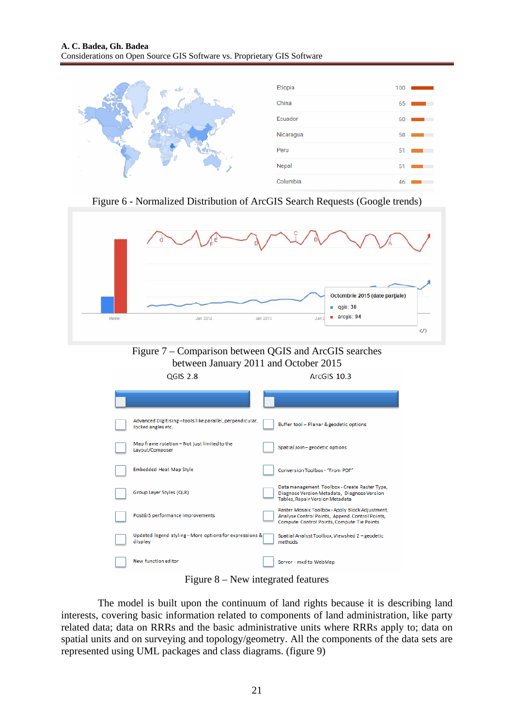Figure 6 - Normalized Distribution of ArcGIS Search Requests (Google trends)

Figure 7 – Comparison between QGIS and ArcGIS searches between January 2011 and October 2015

Figure 8 – New integrated features

The model is built upon the continuum of land rights because it is describing land interests, covering basic information related to components of land administration, like party related data; data on RRRs and the basic administrative units where RRRs apply to; data on spatial units and on surveying and topology/geometry. All the components of the data sets are represented using UML packages and class diagrams. (figure 9)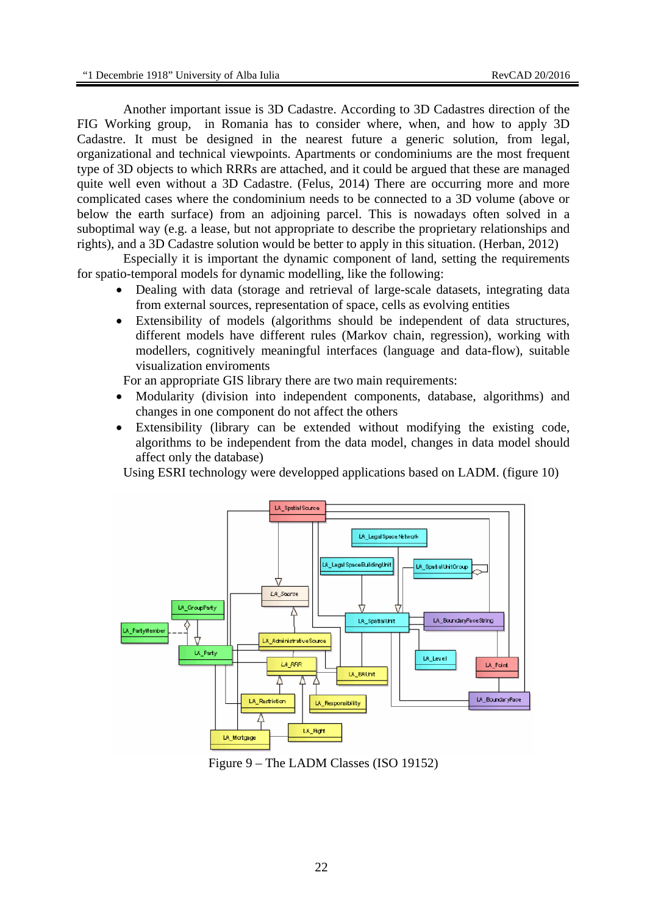Another important issue is 3D Cadastre. According to 3D Cadastres direction of the FIG Working group, in Romania has to consider where, when, and how to apply 3D Cadastre. It must be designed in the nearest future a generic solution, from legal, organizational and technical viewpoints. Apartments or condominiums are the most frequent type of 3D objects to which RRRs are attached, and it could be argued that these are managed quite well even without a 3D Cadastre. (Felus, 2014) There are occurring more and more complicated cases where the condominium needs to be connected to a 3D volume (above or below the earth surface) from an adjoining parcel. This is nowadays often solved in a suboptimal way (e.g. a lease, but not appropriate to describe the proprietary relationships and rights), and a 3D Cadastre solution would be better to apply in this situation. (Herban, 2012)

Especially it is important the dynamic component of land, setting the requirements for spatio-temporal models for dynamic modelling, like the following:

- Dealing with data (storage and retrieval of large-scale datasets, integrating data from external sources, representation of space, cells as evolving entities
- Extensibility of models (algorithms should be independent of data structures, different models have different rules (Markov chain, regression), working with modellers, cognitively meaningful interfaces (language and data-flow), suitable visualization enviroments

For an appropriate GIS library there are two main requirements:

- Modularity (division into independent components, database, algorithms) and changes in one component do not affect the others
- Extensibility (library can be extended without modifying the existing code, algorithms to be independent from the data model, changes in data model should affect only the database)

Using ESRI technology were developped applications based on LADM. (figure 10)

Figure 9 – The LADM Classes (ISO 19152)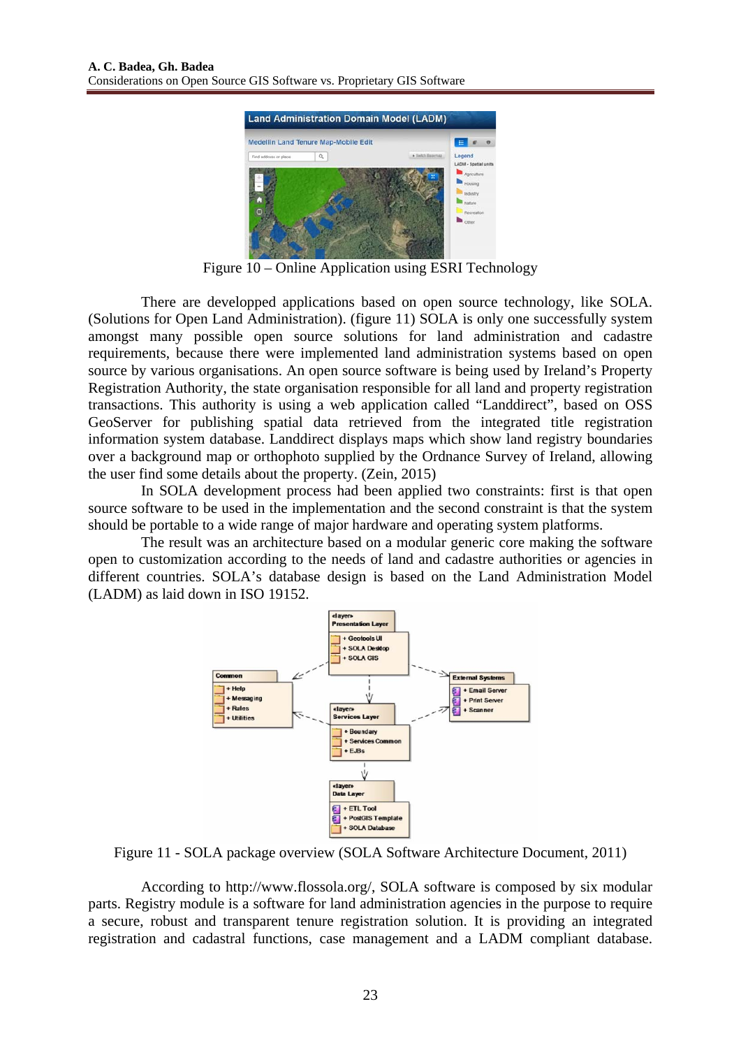Figure 10 – Online Application using ESRI Technology

There are developped applications based on open source technology, like SOLA. (Solutions for Open Land Administration). (figure 11) SOLA is only one successfully system amongst many possible open source solutions for land administration and cadastre requirements, because there were implemented land administration systems based on open source by various organisations. An open source software is being used by Ireland's Property Registration Authority, the state organisation responsible for all land and property registration transactions. This authority is using a web application called "Landdirect", based on OSS GeoServer for publishing spatial data retrieved from the integrated title registration information system database. Landdirect displays maps which show land registry boundaries over a background map or orthophoto supplied by the Ordnance Survey of Ireland, allowing the user find some details about the property. (Zein, 2015)

In SOLA development process had been applied two constraints: first is that open source software to be used in the implementation and the second constraint is that the system should be portable to a wide range of major hardware and operating system platforms.

The result was an architecture based on a modular generic core making the software open to customization according to the needs of land and cadastre authorities or agencies in different countries. SOLA's database design is based on the Land Administration Model (LADM) as laid down in ISO 19152.

Figure 11 - SOLA package overview (SOLA Software Architecture Document, 2011)

According to http://www.flossola.org/, SOLA software is composed by six modular parts. Registry module is a software for land administration agencies in the purpose to require a secure, robust and transparent tenure registration solution. It is providing an integrated registration and cadastral functions, case management and a LADM compliant database.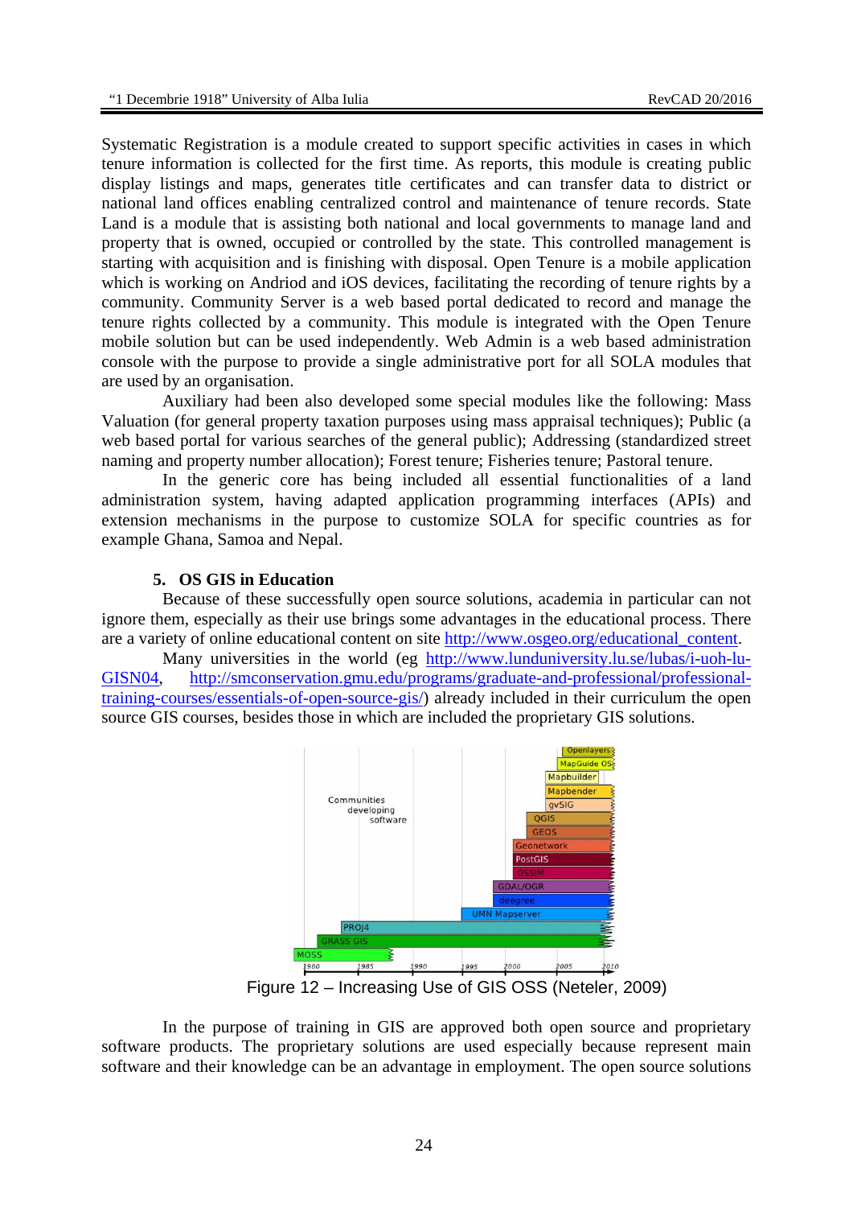Systematic Registration is a module created to support specific activities in cases in which tenure information is collected for the first time. As reports, this module is creating public display listings and maps, generates title certificates and can transfer data to district or national land offices enabling centralized control and maintenance of tenure records. State Land is a module that is assisting both national and local governments to manage land and property that is owned, occupied or controlled by the state. This controlled management is starting with acquisition and is finishing with disposal. Open Tenure is a mobile application which is working on Andriod and iOS devices, facilitating the recording of tenure rights by a community. Community Server is a web based portal dedicated to record and manage the tenure rights collected by a community. This module is integrated with the Open Tenure mobile solution but can be used independently. Web Admin is a web based administration console with the purpose to provide a single administrative port for all SOLA modules that are used by an organisation.

Auxiliary had been also developed some special modules like the following: Mass Valuation (for general property taxation purposes using mass appraisal techniques); Public (a web based portal for various searches of the general public); Addressing (standardized street naming and property number allocation); Forest tenure; Fisheries tenure; Pastoral tenure.

In the generic core has being included all essential functionalities of a land administration system, having adapted application programming interfaces (APIs) and extension mechanisms in the purpose to customize SOLA for specific countries as for example Ghana, Samoa and Nepal.

## 5. OS GIS in Education

Because of these successfully open source solutions, academia in particular can not ignore them, especially as their use brings some advantages in the educational process. There are a variety of online educational content on site http://www.osgeo.org/educational_content.

Many universities in the world (eg http://www.lunduniversity.lu.se/lubas/i-uoh-lu-GISN04, http://smconservation.gmu.edu/programs/graduate-and-professional/professional-training-courses/essentials-of-open-source-gis/) already included in their curriculum the open source GIS courses, besides those in which are included the proprietary GIS solutions.

Figure 12 – Increasing Use of GIS OSS (Neteler, 2009)

In the purpose of training in GIS are approved both open source and proprietary software products. The proprietary solutions are used especially because represent main software and their knowledge can be an advantage in employment. The open source solutions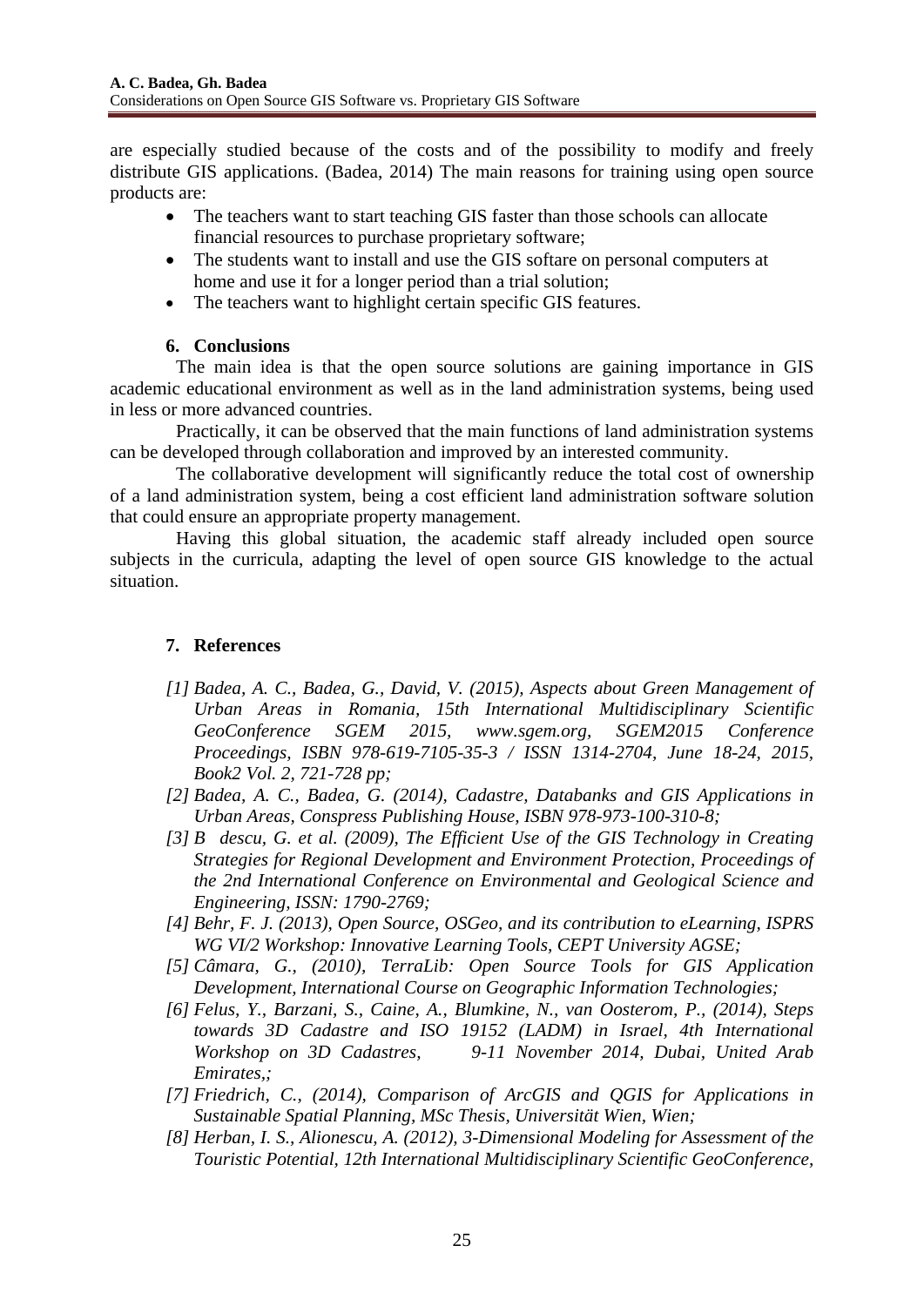are especially studied because of the costs and of the possibility to modify and freely distribute GIS applications. (Badea, 2014) The main reasons for training using open source products are:

- The teachers want to start teaching GIS faster than those schools can allocate financial resources to purchase proprietary software;
- The students want to install and use the GIS softare on personal computers at home and use it for a longer period than a trial solution;
- The teachers want to highlight certain specific GIS features.

## 6. Conclusions

The main idea is that the open source solutions are gaining importance in GIS academic educational environment as well as in the land administration systems, being used in less or more advanced countries.

Practically, it can be observed that the main functions of land administration systems can be developed through collaboration and improved by an interested community.

The collaborative development will significantly reduce the total cost of ownership of a land administration system, being a cost efficient land administration software solution that could ensure an appropriate property management.

Having this global situation, the academic staff already included open source subjects in the curricula, adapting the level of open source GIS knowledge to the actual situation.

## 7. References

*[1] Badea, A. C., Badea, G., David, V. (2015), Aspects about Green Management of Urban Areas in Romania, 15th International Multidisciplinary Scientific GeoConference SGEM 2015, www.sgem.org, SGEM2015 Conference Proceedings, ISBN 978-619-7105-35-3 / ISSN 1314-2704, June 18-24, 2015, Book2 Vol. 2, 721-728 pp;*

*[2] Badea, A. C., Badea, G. (2014), Cadastre, Databanks and GIS Applications in Urban Areas, Conspress Publishing House, ISBN 978-973-100-310-8;*

*[3] B descu, G. et al. (2009), The Efficient Use of the GIS Technology in Creating Strategies for Regional Development and Environment Protection, Proceedings of the 2nd International Conference on Environmental and Geological Science and Engineering, ISSN: 1790-2769;*

*[4] Behr, F. J. (2013), Open Source, OSGeo, and its contribution to eLearning, ISPRS WG VI/2 Workshop: Innovative Learning Tools, CEPT University AGSE;*

*[5] Câmara, G., (2010), TerraLib: Open Source Tools for GIS Application Development, International Course on Geographic Information Technologies;*

*[6] Felus, Y., Barzani, S., Caine, A., Blumkine, N., van Oosterom, P., (2014), Steps towards 3D Cadastre and ISO 19152 (LADM) in Israel, 4th International Workshop on 3D Cadastres, 9-11 November 2014, Dubai, United Arab Emirates,;*

*[7] Friedrich, C., (2014), Comparison of ArcGIS and QGIS for Applications in Sustainable Spatial Planning, MSc Thesis, Universität Wien, Wien;*

*[8] Herban, I. S., Alionescu, A. (2012), 3-Dimensional Modeling for Assessment of the Touristic Potential, 12th International Multidisciplinary Scientific GeoConference,*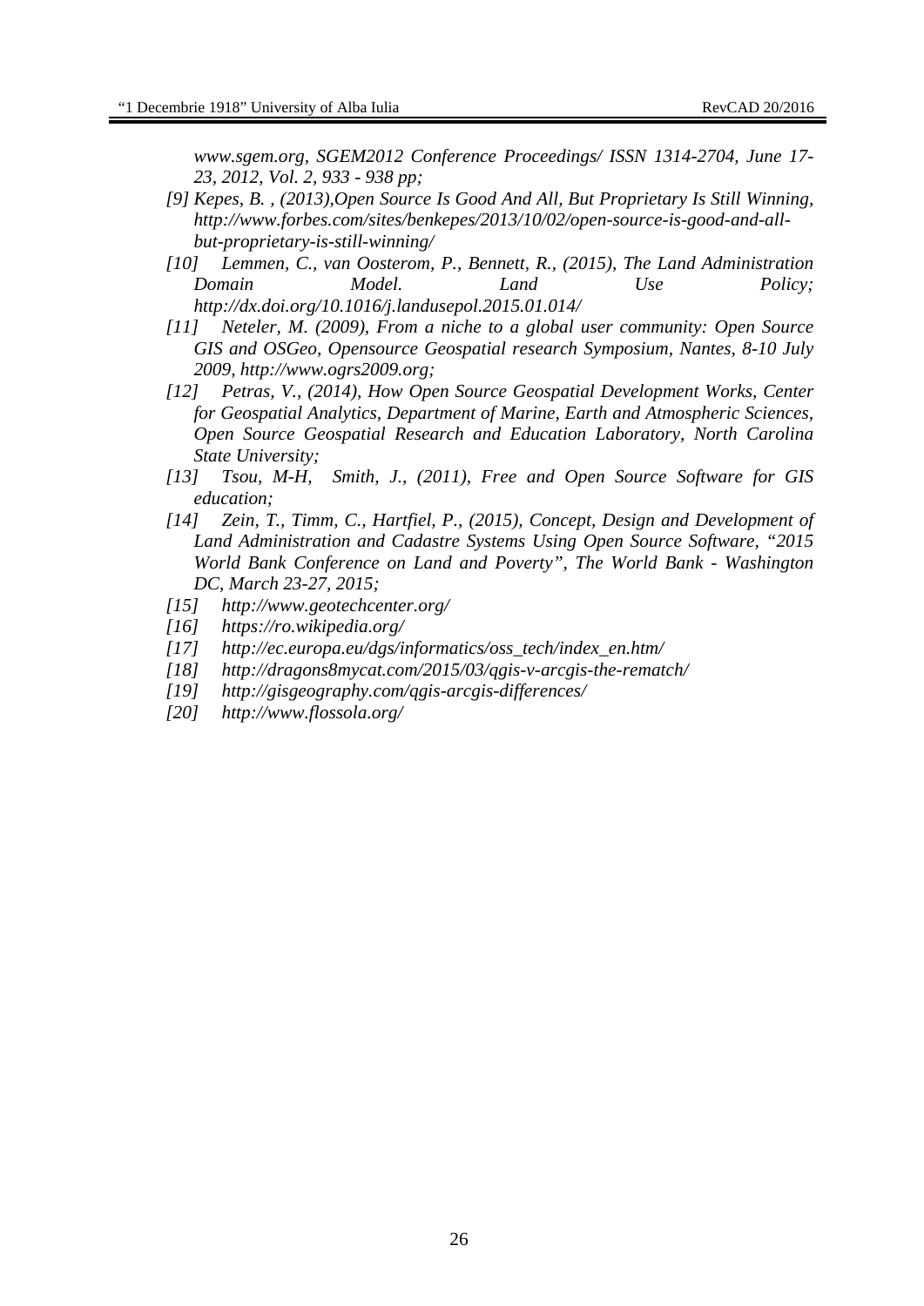*www.sgem.org, SGEM2012 Conference Proceedings/ ISSN 1314-2704, June 17-23, 2012, Vol. 2, 933 - 938 pp;*

*[9] Kepes, B. , (2013),Open Source Is Good And All, But Proprietary Is Still Winning, http://www.forbes.com/sites/benkepes/2013/10/02/open-source-is-good-and-all-but-proprietary-is-still-winning/*

*[10] Lemmen, C., van Oosterom, P., Bennett, R., (2015), The Land Administration Domain Model. Land Use Policy; http://dx.doi.org/10.1016/j.landusepol.2015.01.014/*

*[11] Neteler, M. (2009), From a niche to a global user community: Open Source GIS and OSGeo, Opensource Geospatial research Symposium, Nantes, 8-10 July 2009, http://www.ogrs2009.org;*

*[12] Petras, V., (2014), How Open Source Geospatial Development Works, Center for Geospatial Analytics, Department of Marine, Earth and Atmospheric Sciences, Open Source Geospatial Research and Education Laboratory, North Carolina State University;*

*[13] Tsou, M-H, Smith, J., (2011), Free and Open Source Software for GIS education;*

*[14] Zein, T., Timm, C., Hartfiel, P., (2015), Concept, Design and Development of Land Administration and Cadastre Systems Using Open Source Software, "2015 World Bank Conference on Land and Poverty", The World Bank - Washington DC, March 23-27, 2015;*

*[15] http://www.geotechcenter.org/*

*[16] https://ro.wikipedia.org/*

*[17] http://ec.europa.eu/dgs/informatics/oss_tech/index_en.htm/*

*[18] http://dragons8mycat.com/2015/03/qgis-v-arcgis-the-rematch/*

*[19] http://gisgeography.com/qgis-arcgis-differences/*

*[20] http://www.flossola.org/*